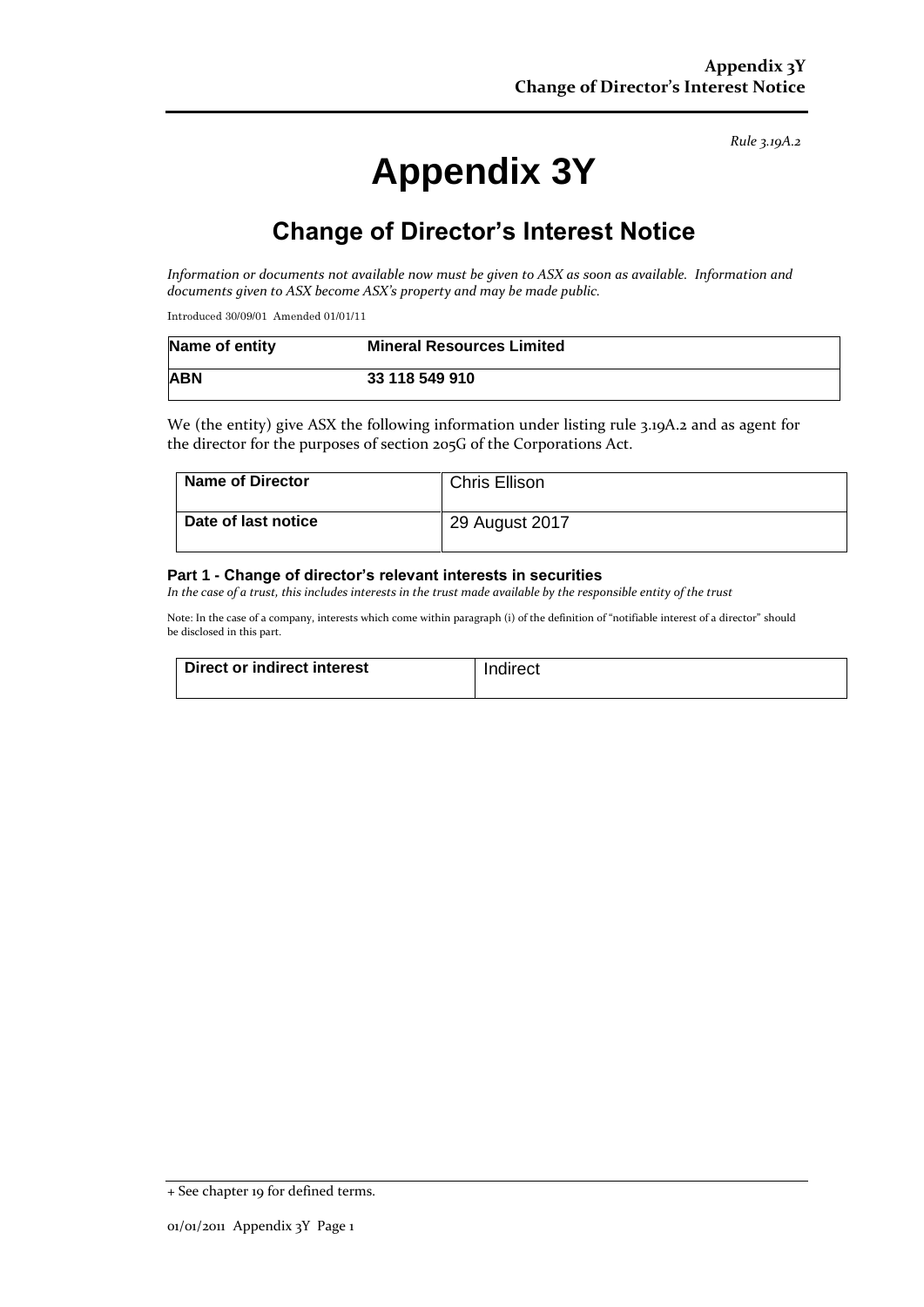*Rule 3.19A.2*

# Appendix 3Y

## Change of Director's Interest Notice

*Information or documents not available now must be given to ASX as soon as available. Information and documents given to ASX become ASX's property and may be made public.*

Introduced 30/09/01 Amended 01/01/11

| Name of entity | Mineral Resources Limited |
|---|---|
| ABN | 33 118 549 910 |

We (the entity) give ASX the following information under listing rule 3.19A.2 and as agent for the director for the purposes of section 205G of the Corporations Act.

| Name of Director | Chris Ellison |
|---|---|
| Date of last notice | 29 August 2017 |

### Part 1 - Change of director's relevant interests in securities

*In the case of a trust, this includes interests in the trust made available by the responsible entity of the trust*

Note: In the case of a company, interests which come within paragraph (i) of the definition of "notifiable interest of a director" should be disclosed in this part.

| Direct or indirect interest | Indirect |
|---|---|

+ See chapter 19 for defined terms.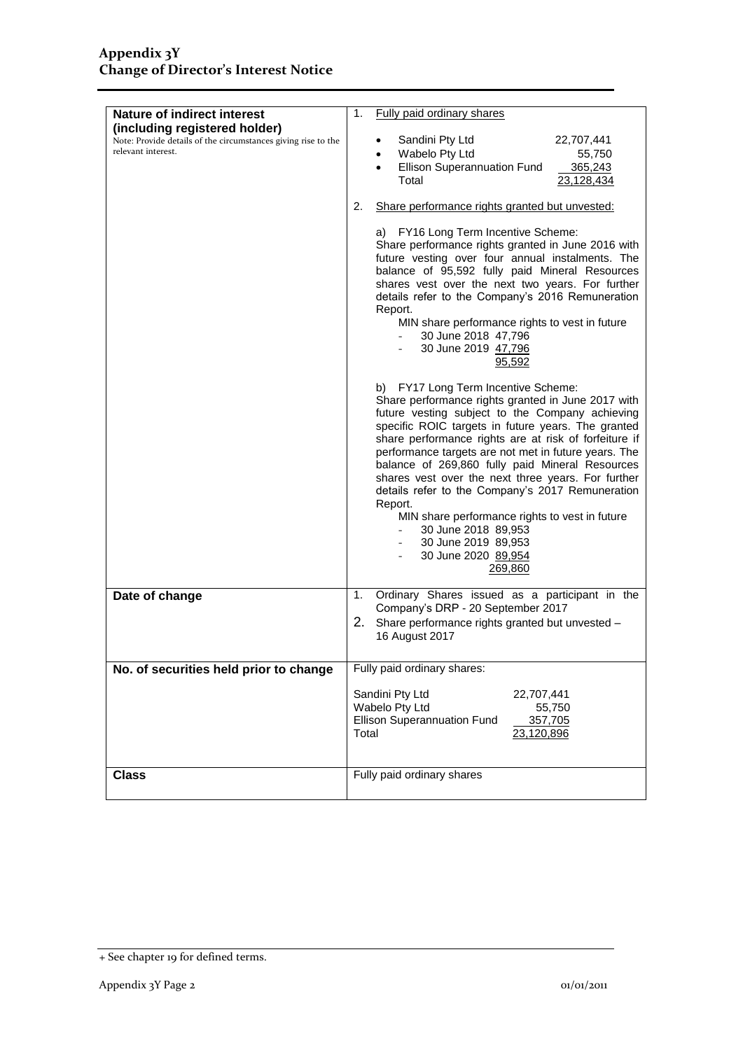# Appendix 3Y
# Change of Director's Interest Notice

| | |
|---|---|
| **Nature of indirect interest (including registered holder)**<br>Note: Provide details of the circumstances giving rise to the relevant interest. | 1. Fully paid ordinary shares<br><br>• Sandini Pty Ltd 22,707,441<br>• Wabelo Pty Ltd 55,750<br>• Ellison Superannuation Fund 365,243<br>Total 23,128,434<br><br>2. Share performance rights granted but unvested:<br><br>a) FY16 Long Term Incentive Scheme:<br>Share performance rights granted in June 2016 with future vesting over four annual instalments. The balance of 95,592 fully paid Mineral Resources shares vest over the next two years. For further details refer to the Company's 2016 Remuneration Report.<br>MIN share performance rights to vest in future<br>- 30 June 2018 47,796<br>- 30 June 2019 47,796<br>95,592<br><br>b) FY17 Long Term Incentive Scheme:<br>Share performance rights granted in June 2017 with future vesting subject to the Company achieving specific ROIC targets in future years. The granted share performance rights are at risk of forfeiture if performance targets are not met in future years. The balance of 269,860 fully paid Mineral Resources shares vest over the next three years. For further details refer to the Company's 2017 Remuneration Report.<br>MIN share performance rights to vest in future<br>- 30 June 2018 89,953<br>- 30 June 2019 89,953<br>- 30 June 2020 89,954<br>269,860 |
| **Date of change** | 1. Ordinary Shares issued as a participant in the Company's DRP - 20 September 2017<br>2. Share performance rights granted but unvested – 16 August 2017 |
| **No. of securities held prior to change** | Fully paid ordinary shares:<br><br>Sandini Pty Ltd 22,707,441<br>Wabelo Pty Ltd 55,750<br>Ellison Superannuation Fund 357,705<br>Total 23,120,896 |
| **Class** | Fully paid ordinary shares |

+ See chapter 19 for defined terms.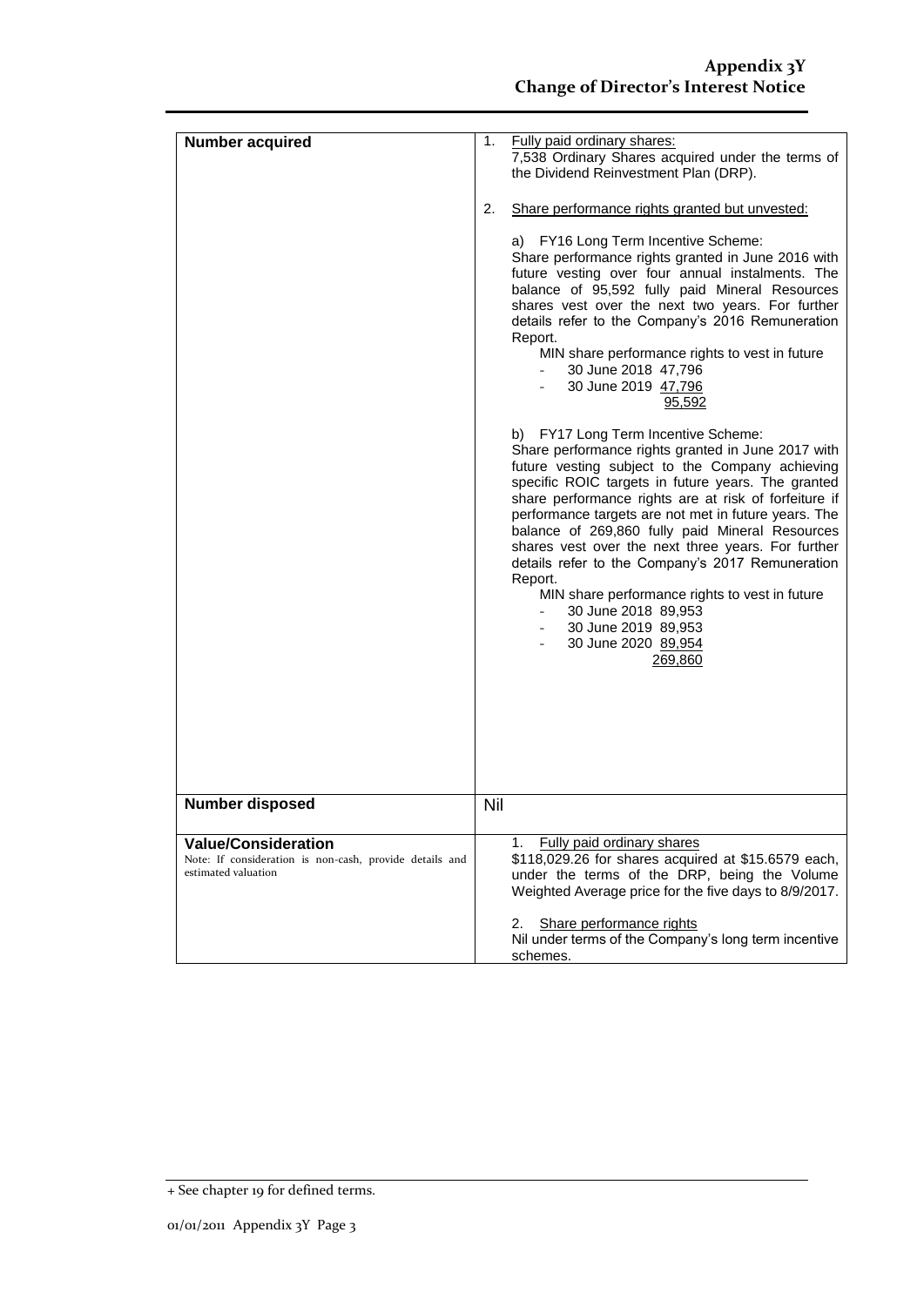| | |
|---|---|
| **Number acquired** | 1. Fully paid ordinary shares:<br>7,538 Ordinary Shares acquired under the terms of the Dividend Reinvestment Plan (DRP).<br><br>2. Share performance rights granted but unvested:<br><br>a) FY16 Long Term Incentive Scheme:<br>Share performance rights granted in June 2016 with future vesting over four annual instalments. The balance of 95,592 fully paid Mineral Resources shares vest over the next two years. For further details refer to the Company's 2016 Remuneration Report.<br>MIN share performance rights to vest in future<br>- 30 June 2018 47,796<br>- 30 June 2019 47,796<br>95,592<br><br>b) FY17 Long Term Incentive Scheme:<br>Share performance rights granted in June 2017 with future vesting subject to the Company achieving specific ROIC targets in future years. The granted share performance rights are at risk of forfeiture if performance targets are not met in future years. The balance of 269,860 fully paid Mineral Resources shares vest over the next three years. For further details refer to the Company's 2017 Remuneration Report.<br>MIN share performance rights to vest in future<br>- 30 June 2018 89,953<br>- 30 June 2019 89,953<br>- 30 June 2020 89,954<br>269,860 |
| **Number disposed** | Nil |
| **Value/Consideration**<br>Note: If consideration is non-cash, provide details and estimated valuation | 1. Fully paid ordinary shares<br>$118,029.26 for shares acquired at $15.6579 each, under the terms of the DRP, being the Volume Weighted Average price for the five days to 8/9/2017.<br><br>2. Share performance rights<br>Nil under terms of the Company's long term incentive schemes. |

+ See chapter 19 for defined terms.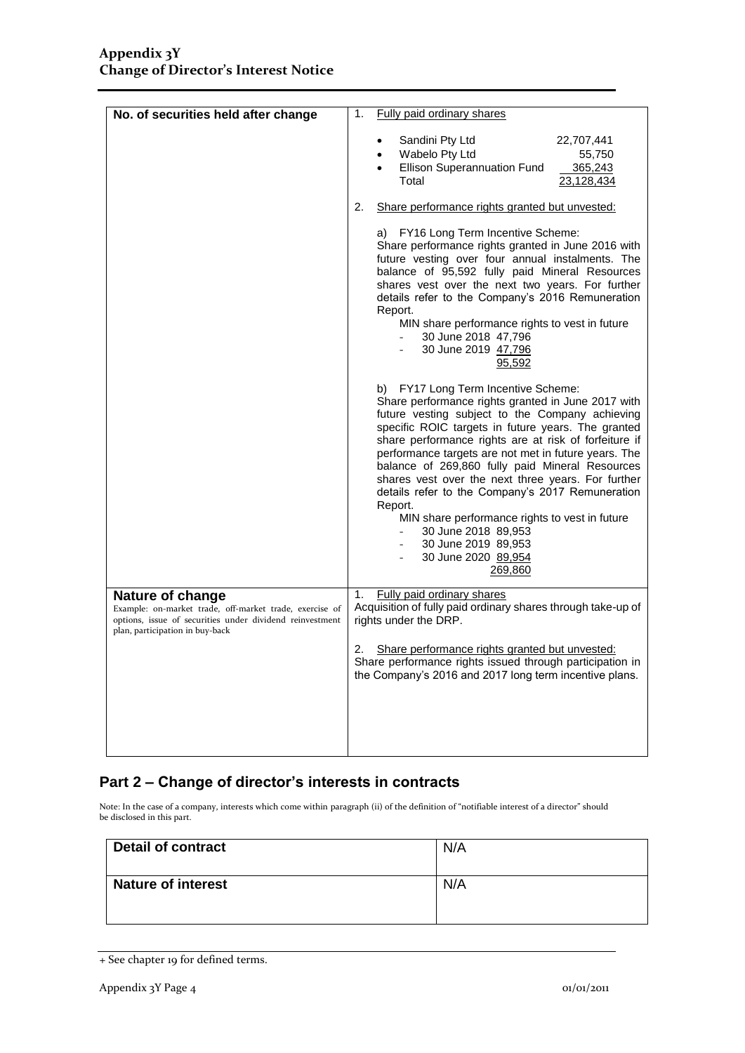| No. of securities held after change | 1. Fully paid ordinary shares<br><br>• Sandini Pty Ltd 22,707,441<br>• Wabelo Pty Ltd 55,750<br>• Ellison Superannuation Fund 365,243<br>Total 23,128,434<br><br>2. Share performance rights granted but unvested:<br><br>a) FY16 Long Term Incentive Scheme:<br>Share performance rights granted in June 2016 with future vesting over four annual instalments. The balance of 95,592 fully paid Mineral Resources shares vest over the next two years. For further details refer to the Company's 2016 Remuneration Report.<br>MIN share performance rights to vest in future<br>- 30 June 2018 47,796<br>- 30 June 2019 47,796<br>95,592<br><br>b) FY17 Long Term Incentive Scheme:<br>Share performance rights granted in June 2017 with future vesting subject to the Company achieving specific ROIC targets in future years. The granted share performance rights are at risk of forfeiture if performance targets are not met in future years. The balance of 269,860 fully paid Mineral Resources shares vest over the next three years. For further details refer to the Company's 2017 Remuneration Report.<br>MIN share performance rights to vest in future<br>- 30 June 2018 89,953<br>- 30 June 2019 89,953<br>- 30 June 2020 89,954<br>269,860 |
|---|---|
| **Nature of change**<br>Example: on-market trade, off-market trade, exercise of options, issue of securities under dividend reinvestment plan, participation in buy-back | 1. Fully paid ordinary shares<br>Acquisition of fully paid ordinary shares through take-up of rights under the DRP.<br><br>2. Share performance rights granted but unvested:<br>Share performance rights issued through participation in the Company's 2016 and 2017 long term incentive plans. |

## Part 2 – Change of director's interests in contracts

Note: In the case of a company, interests which come within paragraph (ii) of the definition of "notifiable interest of a director" should be disclosed in this part.

| Detail of contract | N/A |
|---|---|
| **Nature of interest** | N/A |

+ See chapter 19 for defined terms.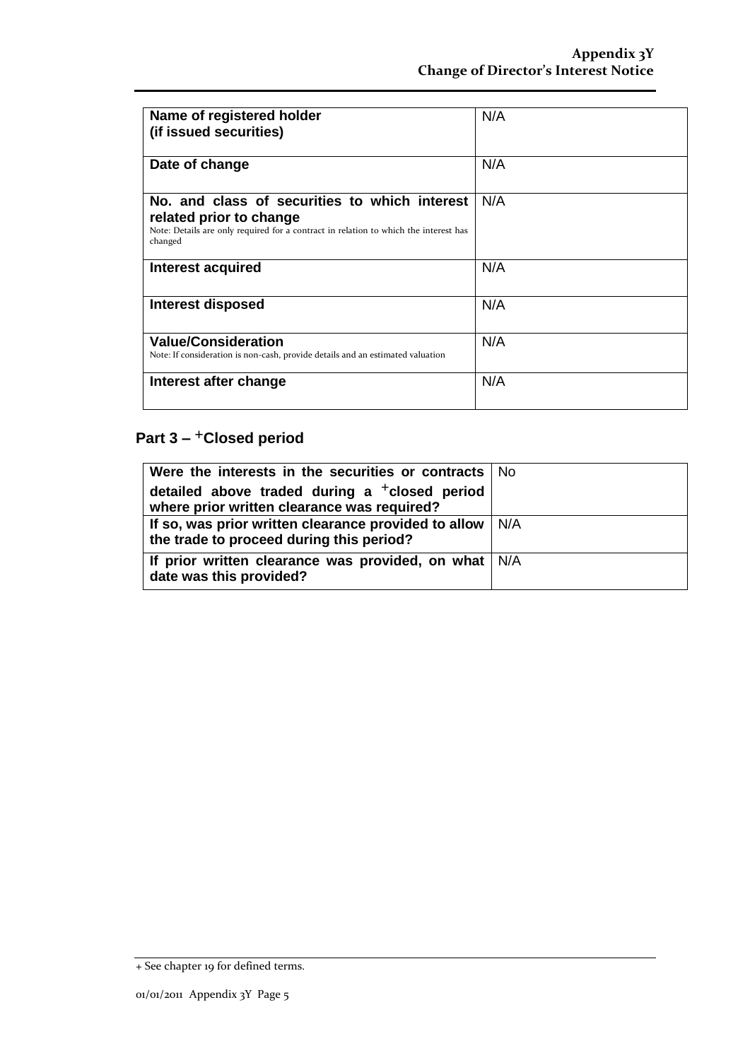| | |
|---|---|
| **Name of registered holder (if issued securities)** | N/A |
| **Date of change** | N/A |
| **No. and class of securities to which interest related prior to change** Note: Details are only required for a contract in relation to which the interest has changed | N/A |
| **Interest acquired** | N/A |
| **Interest disposed** | N/A |
| **Value/Consideration** Note: If consideration is non-cash, provide details and an estimated valuation | N/A |
| **Interest after change** | N/A |

## Part 3 – +Closed period

| | |
|---|---|
| **Were the interests in the securities or contracts detailed above traded during a +closed period where prior written clearance was required?** | No |
| **If so, was prior written clearance provided to allow the trade to proceed during this period?** | N/A |
| **If prior written clearance was provided, on what date was this provided?** | N/A |

+ See chapter 19 for defined terms.